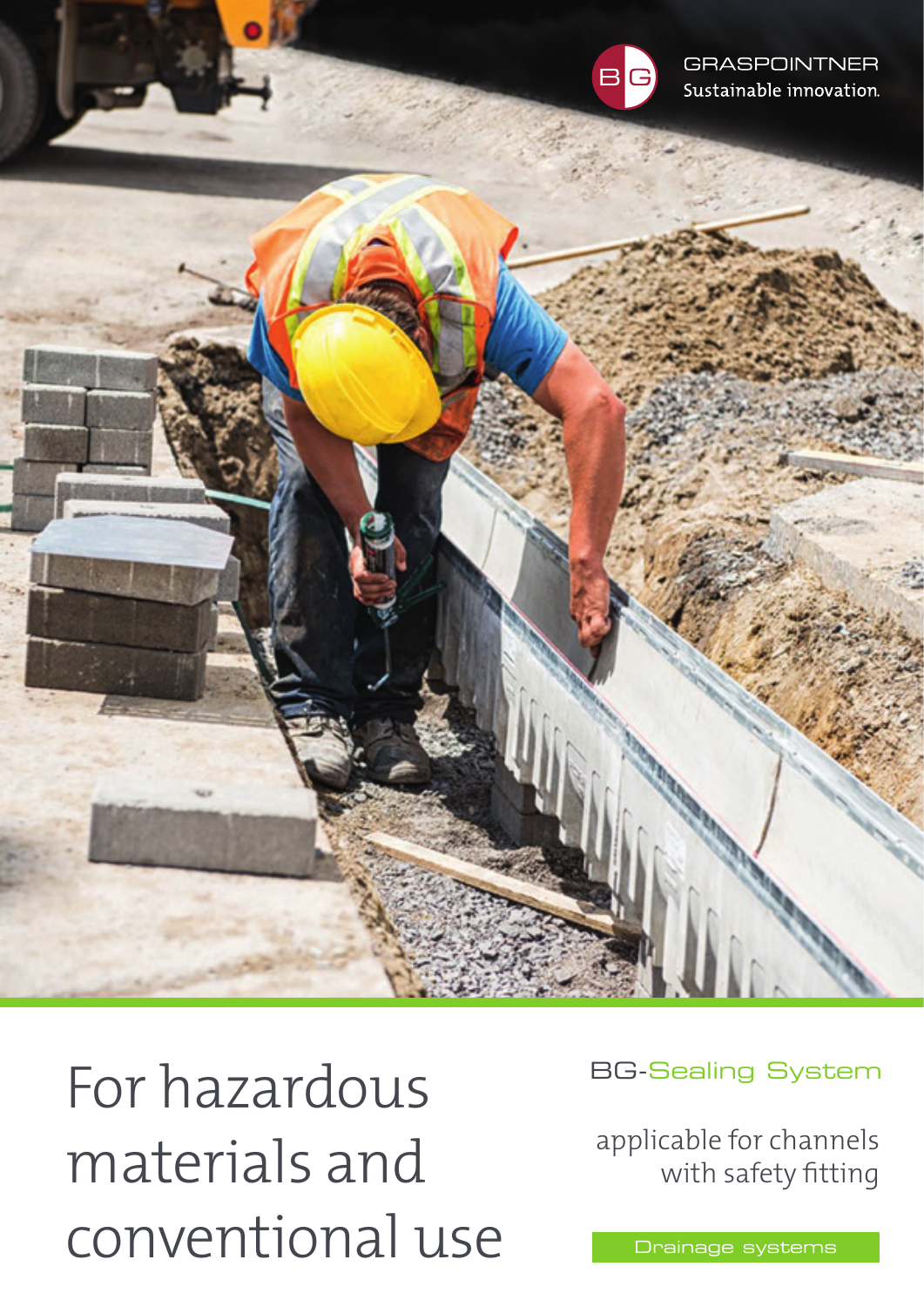GRASPOINTNER
Sustainable innovation.

# For hazardous materials and conventional use

## BG-Sealing System

applicable for channels with safety fitting

Drainage systems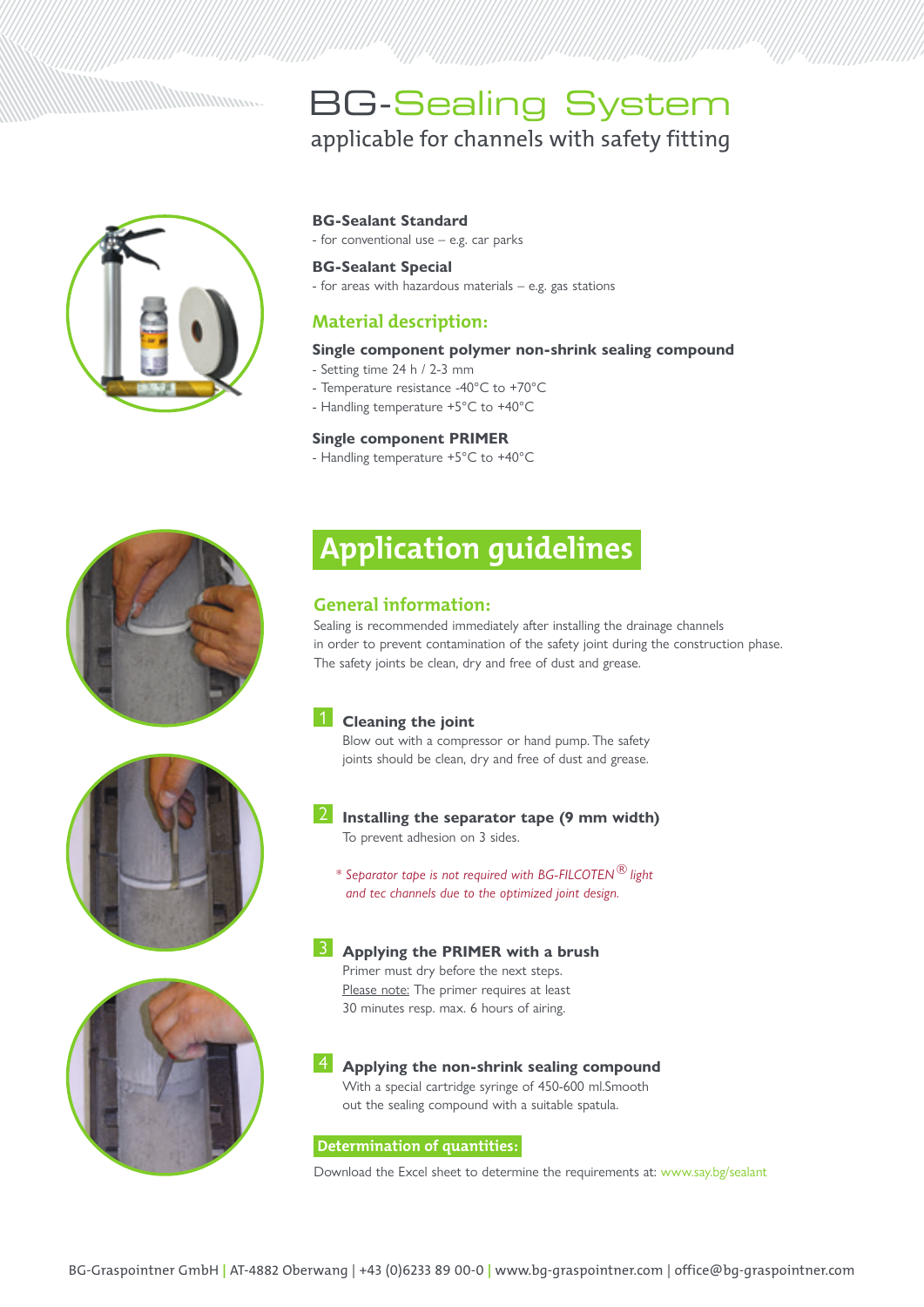# BG-Sealing System

applicable for channels with safety fitting

**BG-Sealant Standard**
- for conventional use – e.g. car parks

**BG-Sealant Special**
- for areas with hazardous materials – e.g. gas stations

## Material description:

**Single component polymer non-shrink sealing compound**
- Setting time 24 h / 2-3 mm
- Temperature resistance -40°C to +70°C
- Handling temperature +5°C to +40°C

**Single component PRIMER**
- Handling temperature +5°C to +40°C

# Application guidelines

## General information:

Sealing is recommended immediately after installing the drainage channels in order to prevent contamination of the safety joint during the construction phase. The safety joints be clean, dry and free of dust and grease.

### 1 Cleaning the joint

Blow out with a compressor or hand pump. The safety joints should be clean, dry and free of dust and grease.

### 2 Installing the separator tape (9 mm width)

To prevent adhesion on 3 sides.

*\* Separator tape is not required with BG-FILCOTEN® light and tec channels due to the optimized joint design.*

### 3 Applying the PRIMER with a brush

Primer must dry before the next steps.
Please note: The primer requires at least 30 minutes resp. max. 6 hours of airing.

### 4 Applying the non-shrink sealing compound

With a special cartridge syringe of 450-600 ml.Smooth out the sealing compound with a suitable spatula.

## Determination of quantities:

Download the Excel sheet to determine the requirements at: www.say.bg/sealant

BG-Graspointner GmbH | AT-4882 Oberwang | +43 (0)6233 89 00-0 | www.bg-graspointner.com | office@bg-graspointner.com